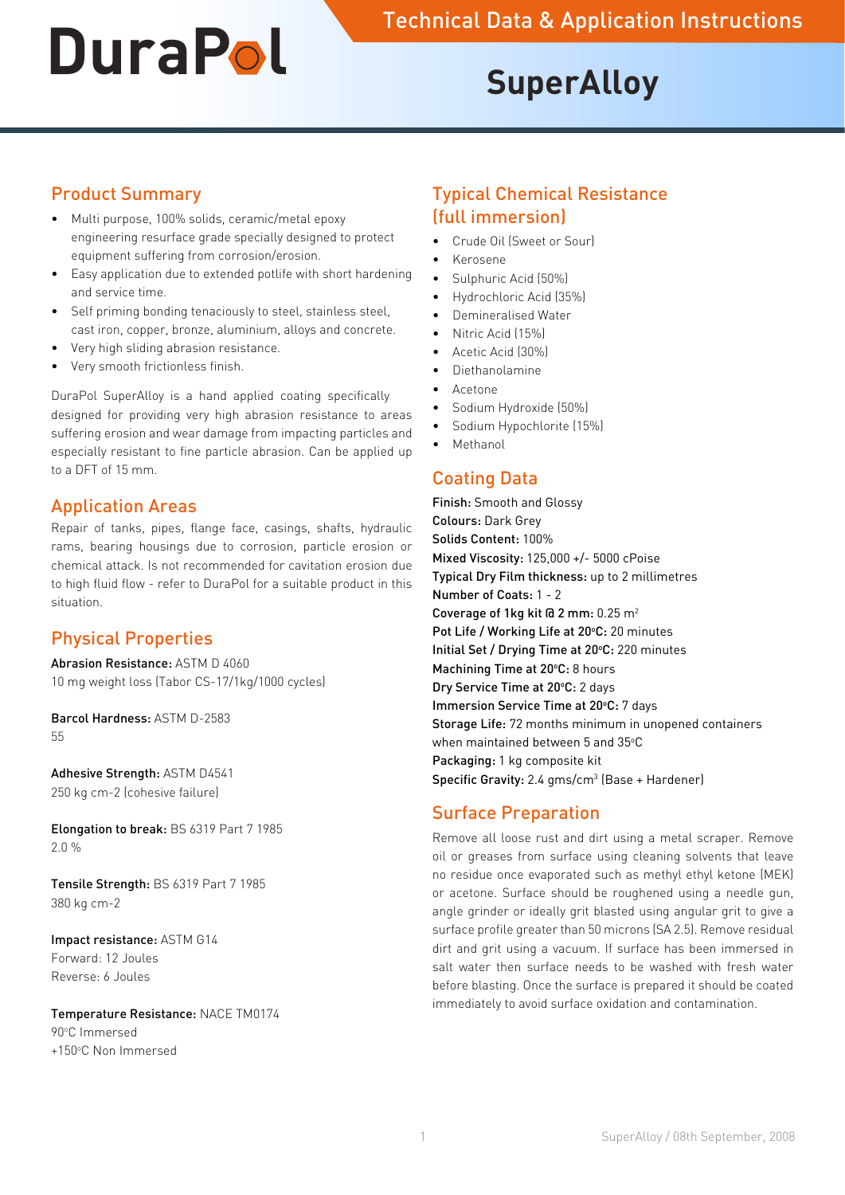# DuraPol

## Technical Data & Application Instructions

# SuperAlloy

## Product Summary

- Multi purpose, 100% solids, ceramic/metal epoxy engineering resurface grade specially designed to protect equipment suffering from corrosion/erosion.
- Easy application due to extended potlife with short hardening and service time.
- Self priming bonding tenaciously to steel, stainless steel, cast iron, copper, bronze, aluminium, alloys and concrete.
- Very high sliding abrasion resistance.
- Very smooth frictionless finish.

DuraPol SuperAlloy is a hand applied coating specifically designed for providing very high abrasion resistance to areas suffering erosion and wear damage from impacting particles and especially resistant to fine particle abrasion. Can be applied up to a DFT of 15 mm.

## Application Areas

Repair of tanks, pipes, flange face, casings, shafts, hydraulic rams, bearing housings due to corrosion, particle erosion or chemical attack. Is not recommended for cavitation erosion due to high fluid flow - refer to DuraPol for a suitable product in this situation.

## Physical Properties

**Abrasion Resistance:** ASTM D 4060
10 mg weight loss (Tabor CS-17/1kg/1000 cycles)

**Barcol Hardness:** ASTM D-2583
55

**Adhesive Strength:** ASTM D4541
250 kg cm-2 (cohesive failure)

**Elongation to break:** BS 6319 Part 7 1985
2.0 %

**Tensile Strength:** BS 6319 Part 7 1985
380 kg cm-2

**Impact resistance:** ASTM G14
Forward: 12 Joules
Reverse: 6 Joules

**Temperature Resistance:** NACE TM0174
90°C Immersed
+150°C Non Immersed

## Typical Chemical Resistance (full immersion)

- Crude Oil (Sweet or Sour)
- Kerosene
- Sulphuric Acid (50%)
- Hydrochloric Acid (35%)
- Demineralised Water
- Nitric Acid (15%)
- Acetic Acid (30%)
- Diethanolamine
- Acetone
- Sodium Hydroxide (50%)
- Sodium Hypochlorite (15%)
- Methanol

## Coating Data

**Finish:** Smooth and Glossy
**Colours:** Dark Grey
**Solids Content:** 100%
**Mixed Viscosity:** 125,000 +/- 5000 cPoise
**Typical Dry Film thickness:** up to 2 millimetres
**Number of Coats:** 1 - 2
**Coverage of 1kg kit @ 2 mm:** 0.25 $m^2$
**Pot Life / Working Life at 20°C:** 20 minutes
**Initial Set / Drying Time at 20°C:** 220 minutes
**Machining Time at 20°C:** 8 hours
**Dry Service Time at 20°C:** 2 days
**Immersion Service Time at 20°C:** 7 days
**Storage Life:** 72 months minimum in unopened containers when maintained between 5 and 35°C
**Packaging:** 1 kg composite kit
**Specific Gravity:** 2.4 gms/$cm^3$ (Base + Hardener)

## Surface Preparation

Remove all loose rust and dirt using a metal scraper. Remove oil or greases from surface using cleaning solvents that leave no residue once evaporated such as methyl ethyl ketone (MEK) or acetone. Surface should be roughened using a needle gun, angle grinder or ideally grit blasted using angular grit to give a surface profile greater than 50 microns (SA 2.5). Remove residual dirt and grit using a vacuum. If surface has been immersed in salt water then surface needs to be washed with fresh water before blasting. Once the surface is prepared it should be coated immediately to avoid surface oxidation and contamination.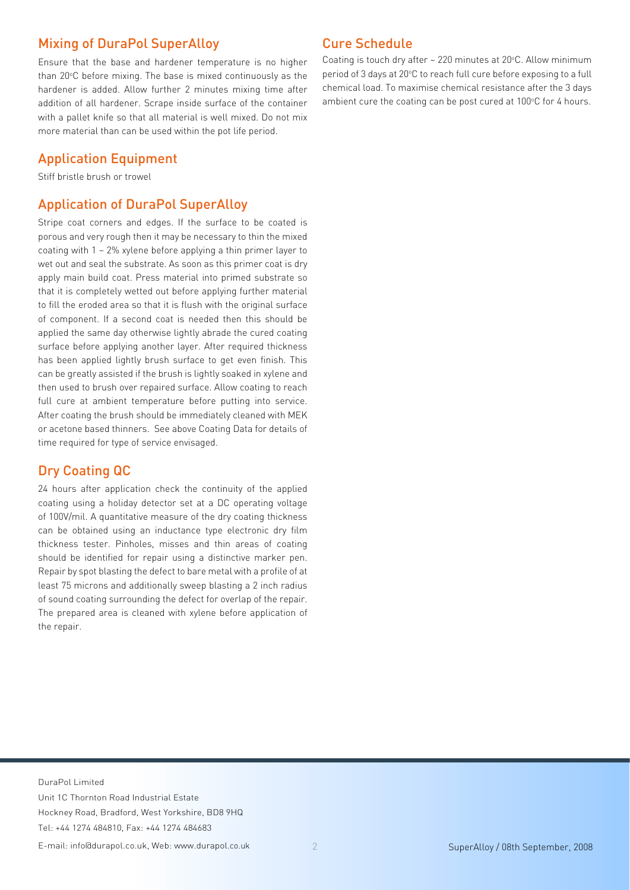## Mixing of DuraPol SuperAlloy

Ensure that the base and hardener temperature is no higher than 20°C before mixing. The base is mixed continuously as the hardener is added. Allow further 2 minutes mixing time after addition of all hardener. Scrape inside surface of the container with a pallet knife so that all material is well mixed. Do not mix more material than can be used within the pot life period.

## Application Equipment

Stiff bristle brush or trowel

## Application of DuraPol SuperAlloy

Stripe coat corners and edges. If the surface to be coated is porous and very rough then it may be necessary to thin the mixed coating with 1 – 2% xylene before applying a thin primer layer to wet out and seal the substrate. As soon as this primer coat is dry apply main build coat. Press material into primed substrate so that it is completely wetted out before applying further material to fill the eroded area so that it is flush with the original surface of component. If a second coat is needed then this should be applied the same day otherwise lightly abrade the cured coating surface before applying another layer. After required thickness has been applied lightly brush surface to get even finish. This can be greatly assisted if the brush is lightly soaked in xylene and then used to brush over repaired surface. Allow coating to reach full cure at ambient temperature before putting into service. After coating the brush should be immediately cleaned with MEK or acetone based thinners. See above Coating Data for details of time required for type of service envisaged.

## Dry Coating QC

24 hours after application check the continuity of the applied coating using a holiday detector set at a DC operating voltage of 100V/mil. A quantitative measure of the dry coating thickness can be obtained using an inductance type electronic dry film thickness tester. Pinholes, misses and thin areas of coating should be identified for repair using a distinctive marker pen. Repair by spot blasting the defect to bare metal with a profile of at least 75 microns and additionally sweep blasting a 2 inch radius of sound coating surrounding the defect for overlap of the repair. The prepared area is cleaned with xylene before application of the repair.

## Cure Schedule

Coating is touch dry after ~ 220 minutes at 20°C. Allow minimum period of 3 days at 20°C to reach full cure before exposing to a full chemical load. To maximise chemical resistance after the 3 days ambient cure the coating can be post cured at 100°C for 4 hours.

DuraPol Limited
Unit 1C Thornton Road Industrial Estate
Hockney Road, Bradford, West Yorkshire, BD8 9HQ
Tel: +44 1274 484810, Fax: +44 1274 484683
E-mail: info@durapol.co.uk, Web: www.durapol.co.uk

SuperAlloy / 08th September, 2008